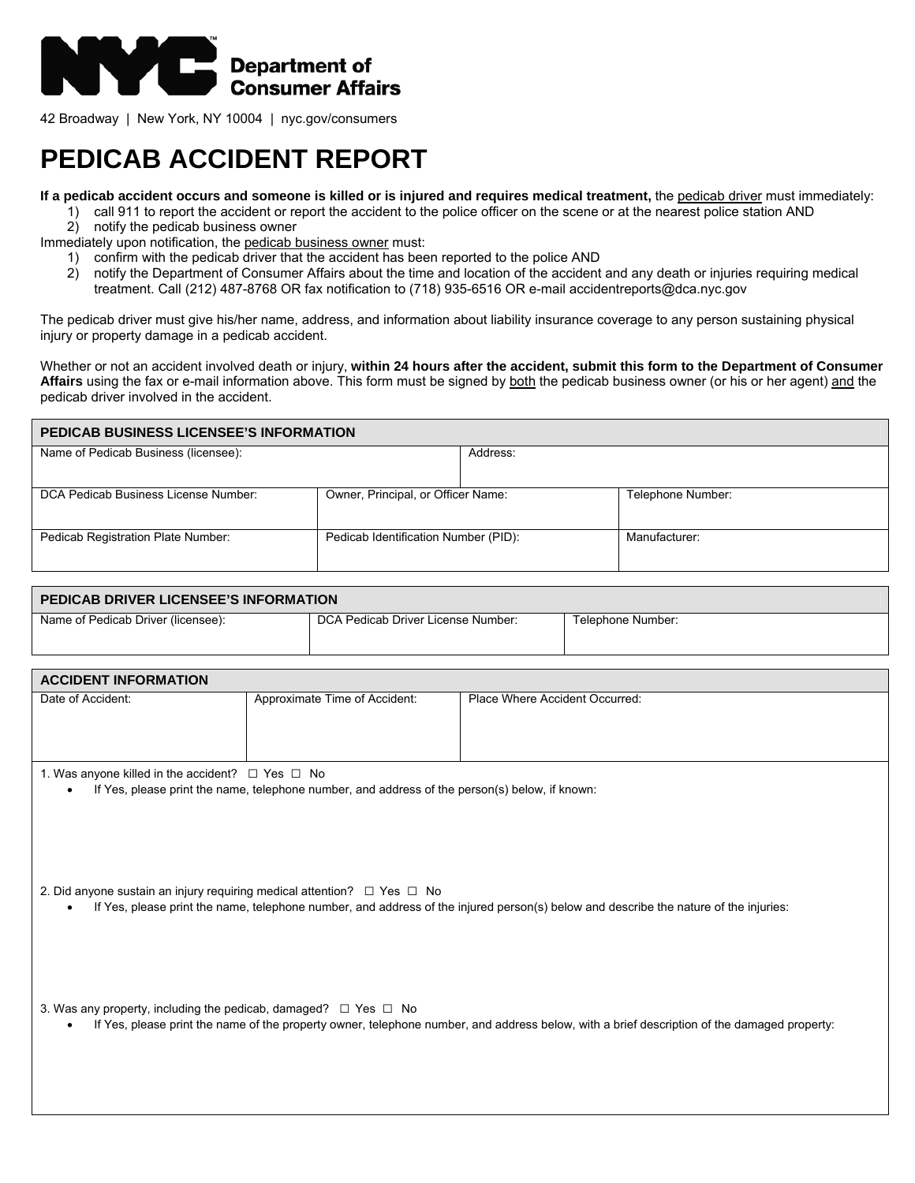NYC Department of Consumer Affairs

42 Broadway | New York, NY 10004 | nyc.gov/consumers

# PEDICAB ACCIDENT REPORT

**If a pedicab accident occurs and someone is killed or is injured and requires medical treatment,** the <u>pedicab driver</u> must immediately:

1) call 911 to report the accident or report the accident to the police officer on the scene or at the nearest police station AND
2) notify the pedicab business owner

Immediately upon notification, the <u>pedicab business owner</u> must:

1) confirm with the pedicab driver that the accident has been reported to the police AND
2) notify the Department of Consumer Affairs about the time and location of the accident and any death or injuries requiring medical treatment. Call (212) 487-8768 OR fax notification to (718) 935-6516 OR e-mail accidentreports@dca.nyc.gov

The pedicab driver must give his/her name, address, and information about liability insurance coverage to any person sustaining physical injury or property damage in a pedicab accident.

Whether or not an accident involved death or injury, **within 24 hours after the accident, submit this form to the Department of Consumer Affairs** using the fax or e-mail information above. This form must be signed by <u>both</u> the pedicab business owner (or his or her agent) <u>and</u> the pedicab driver involved in the accident.

| PEDICAB BUSINESS LICENSEE'S INFORMATION | | |
|---|---|---|
| Name of Pedicab Business (licensee): | Address: | |
| DCA Pedicab Business License Number: | Owner, Principal, or Officer Name: | Telephone Number: |
| Pedicab Registration Plate Number: | Pedicab Identification Number (PID): | Manufacturer: |

| PEDICAB DRIVER LICENSEE'S INFORMATION | | |
|---|---|---|
| Name of Pedicab Driver (licensee): | DCA Pedicab Driver License Number: | Telephone Number: |

| ACCIDENT INFORMATION | | |
|---|---|---|
| Date of Accident: | Approximate Time of Accident: | Place Where Accident Occurred: |

1. Was anyone killed in the accident? ☐ Yes ☐ No
   - If Yes, please print the name, telephone number, and address of the person(s) below, if known:

2. Did anyone sustain an injury requiring medical attention? ☐ Yes ☐ No
   - If Yes, please print the name, telephone number, and address of the injured person(s) below and describe the nature of the injuries:

3. Was any property, including the pedicab, damaged? ☐ Yes ☐ No
   - If Yes, please print the name of the property owner, telephone number, and address below, with a brief description of the damaged property: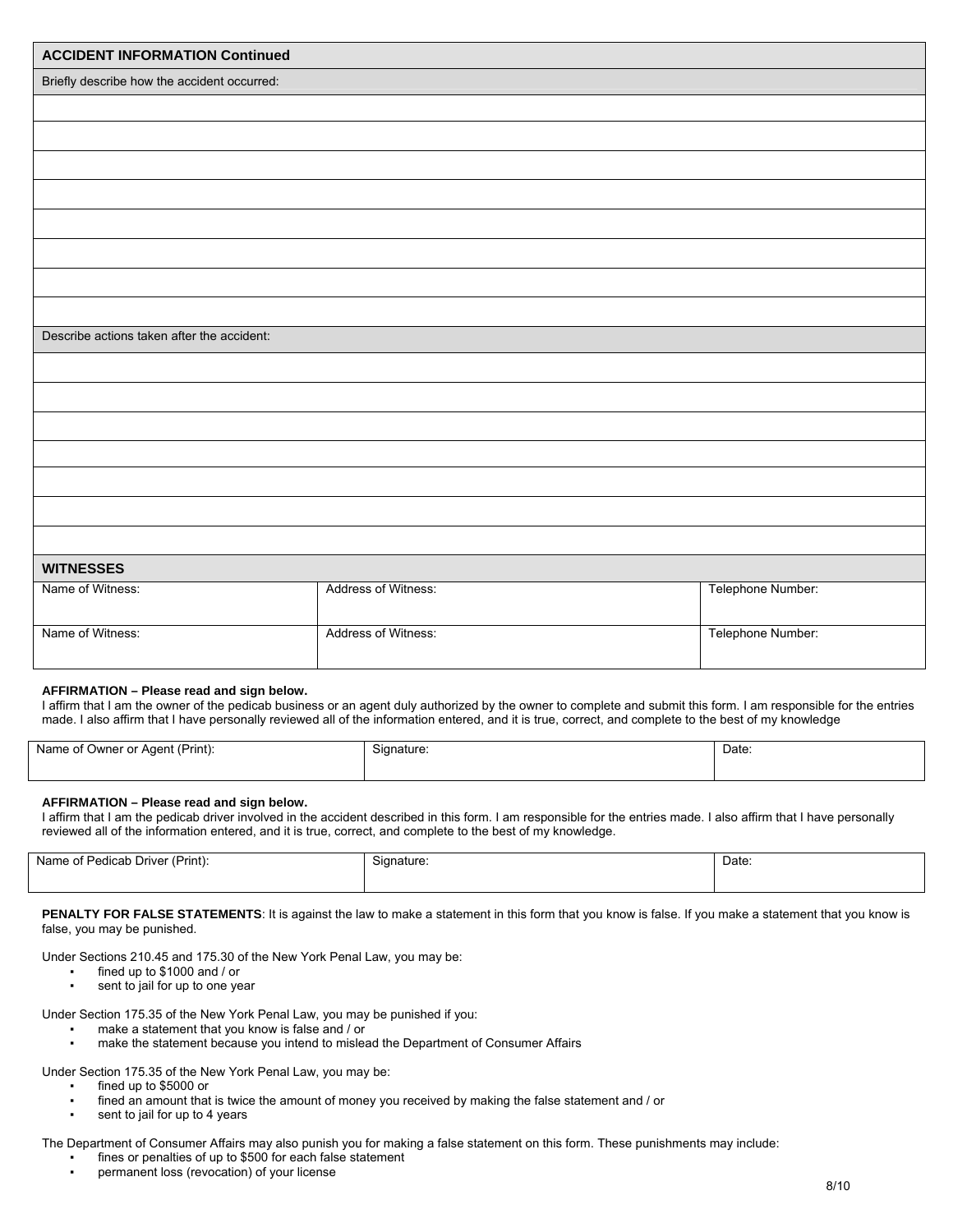## ACCIDENT INFORMATION Continued

Briefly describe how the accident occurred:

| |
|---|
| |
| |
| |
| |
| |
| |
| |
| |

Describe actions taken after the accident:

| |
|---|
| |
| |
| |
| |
| |
| |
| |

## WITNESSES

| Name of Witness: | Address of Witness: | Telephone Number: |
|---|---|---|
| Name of Witness: | Address of Witness: | Telephone Number: |

**AFFIRMATION – Please read and sign below.**
I affirm that I am the owner of the pedicab business or an agent duly authorized by the owner to complete and submit this form. I am responsible for the entries made. I also affirm that I have personally reviewed all of the information entered, and it is true, correct, and complete to the best of my knowledge

| Name of Owner or Agent (Print): | Signature: | Date: |
|---|---|---|

**AFFIRMATION – Please read and sign below.**
I affirm that I am the pedicab driver involved in the accident described in this form. I am responsible for the entries made. I also affirm that I have personally reviewed all of the information entered, and it is true, correct, and complete to the best of my knowledge.

| Name of Pedicab Driver (Print): | Signature: | Date: |
|---|---|---|

**PENALTY FOR FALSE STATEMENTS**: It is against the law to make a statement in this form that you know is false. If you make a statement that you know is false, you may be punished.

Under Sections 210.45 and 175.30 of the New York Penal Law, you may be:

- fined up to $1000 and / or
- sent to jail for up to one year

Under Section 175.35 of the New York Penal Law, you may be punished if you:

- make a statement that you know is false and / or
- make the statement because you intend to mislead the Department of Consumer Affairs

Under Section 175.35 of the New York Penal Law, you may be:

- fined up to $5000 or
- fined an amount that is twice the amount of money you received by making the false statement and / or
- sent to jail for up to 4 years

The Department of Consumer Affairs may also punish you for making a false statement on this form. These punishments may include:

- fines or penalties of up to $500 for each false statement
- permanent loss (revocation) of your license

8/10